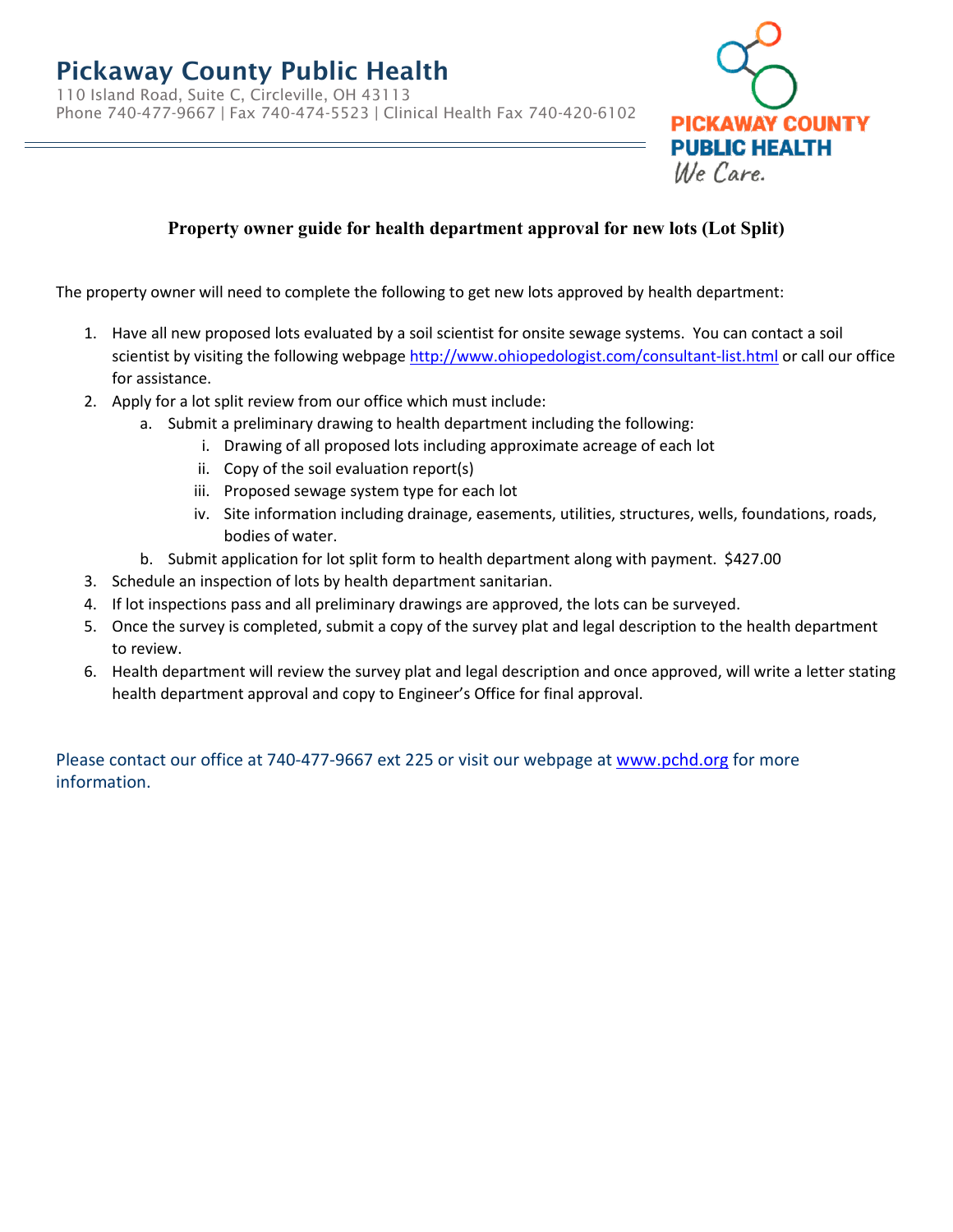# Pickaway County Public Health

110 Island Road, Suite C, Circleville, OH 43113
Phone 740-477-9667 | Fax 740-474-5523 | Clinical Health Fax 740-420-6102

PICKAWAY COUNTY PUBLIC HEALTH
*We Care.*

---

## Property owner guide for health department approval for new lots (Lot Split)

The property owner will need to complete the following to get new lots approved by health department:

1. Have all new proposed lots evaluated by a soil scientist for onsite sewage systems. You can contact a soil scientist by visiting the following webpage http://www.ohiopedologist.com/consultant-list.html or call our office for assistance.
2. Apply for a lot split review from our office which must include:
   a. Submit a preliminary drawing to health department including the following:
      i. Drawing of all proposed lots including approximate acreage of each lot
      ii. Copy of the soil evaluation report(s)
      iii. Proposed sewage system type for each lot
      iv. Site information including drainage, easements, utilities, structures, wells, foundations, roads, bodies of water.
   b. Submit application for lot split form to health department along with payment. $427.00
3. Schedule an inspection of lots by health department sanitarian.
4. If lot inspections pass and all preliminary drawings are approved, the lots can be surveyed.
5. Once the survey is completed, submit a copy of the survey plat and legal description to the health department to review.
6. Health department will review the survey plat and legal description and once approved, will write a letter stating health department approval and copy to Engineer's Office for final approval.

Please contact our office at 740-477-9667 ext 225 or visit our webpage at www.pchd.org for more information.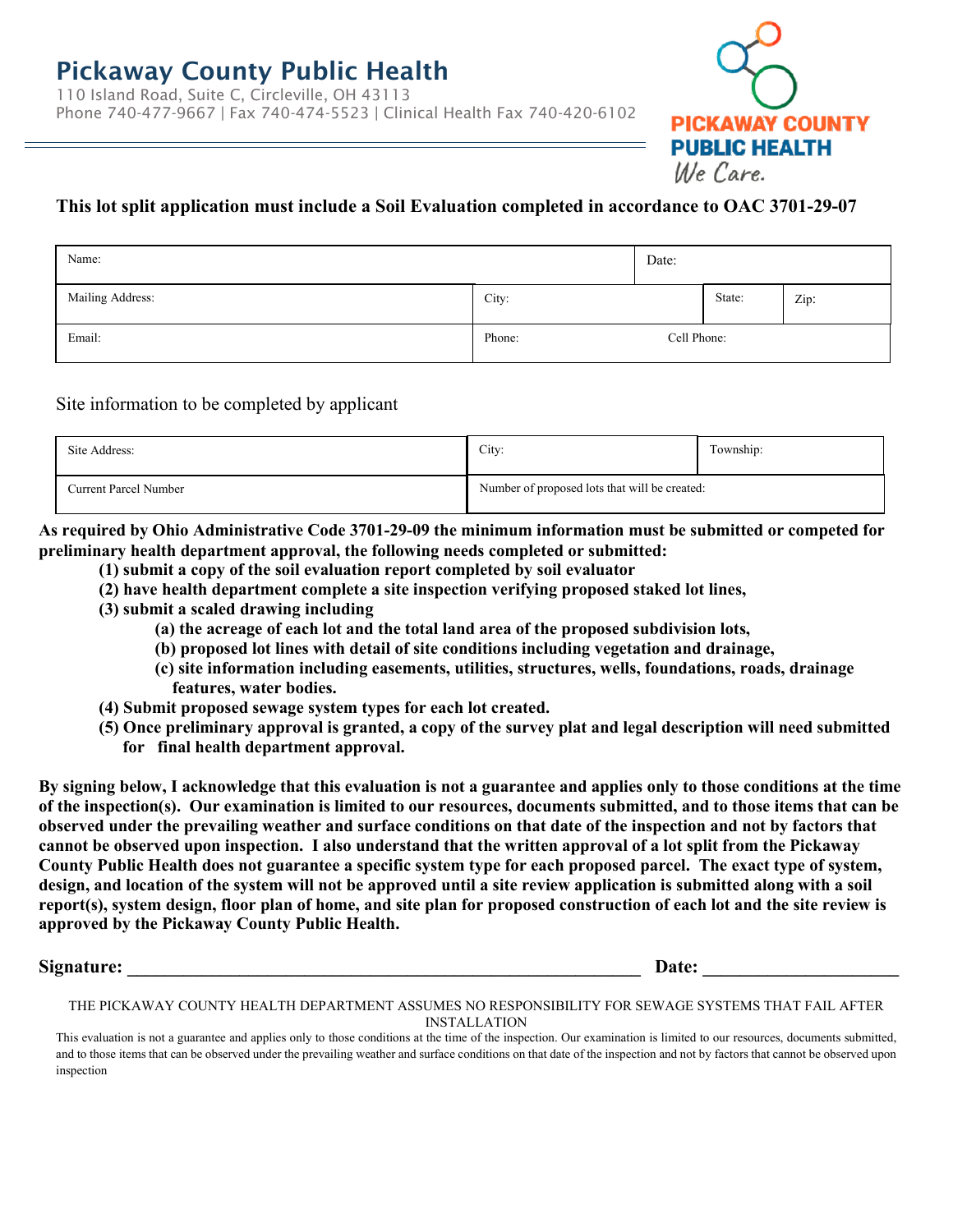# Pickaway County Public Health

110 Island Road, Suite C, Circleville, OH 43113
Phone 740-477-9667 | Fax 740-474-5523 | Clinical Health Fax 740-420-6102

PICKAWAY COUNTY PUBLIC HEALTH
*We Care.*

**This lot split application must include a Soil Evaluation completed in accordance to OAC 3701-29-07**

| Name: | | Date: | |
|---|---|---|---|
| Mailing Address: | City: | State: | Zip: |
| Email: | Phone: Cell Phone: | | |

Site information to be completed by applicant

| Site Address: | City: | Township: |
|---|---|---|
| Current Parcel Number | Number of proposed lots that will be created: | |

**As required by Ohio Administrative Code 3701-29-09 the minimum information must be submitted or competed for preliminary health department approval, the following needs completed or submitted:**

- **(1) submit a copy of the soil evaluation report completed by soil evaluator**
- **(2) have health department complete a site inspection verifying proposed staked lot lines,**
- **(3) submit a scaled drawing including**
  - **(a) the acreage of each lot and the total land area of the proposed subdivision lots,**
  - **(b) proposed lot lines with detail of site conditions including vegetation and drainage,**
  - **(c) site information including easements, utilities, structures, wells, foundations, roads, drainage features, water bodies.**
- **(4) Submit proposed sewage system types for each lot created.**
- **(5) Once preliminary approval is granted, a copy of the survey plat and legal description will need submitted for final health department approval.**

**By signing below, I acknowledge that this evaluation is not a guarantee and applies only to those conditions at the time of the inspection(s). Our examination is limited to our resources, documents submitted, and to those items that can be observed under the prevailing weather and surface conditions on that date of the inspection and not by factors that cannot be observed upon inspection. I also understand that the written approval of a lot split from the Pickaway County Public Health does not guarantee a specific system type for each proposed parcel. The exact type of system, design, and location of the system will not be approved until a site review application is submitted along with a soil report(s), system design, floor plan of home, and site plan for proposed construction of each lot and the site review is approved by the Pickaway County Public Health.**

**Signature: ____________________________________________ Date: ____________________**

THE PICKAWAY COUNTY HEALTH DEPARTMENT ASSUMES NO RESPONSIBILITY FOR SEWAGE SYSTEMS THAT FAIL AFTER INSTALLATION

This evaluation is not a guarantee and applies only to those conditions at the time of the inspection. Our examination is limited to our resources, documents submitted, and to those items that can be observed under the prevailing weather and surface conditions on that date of the inspection and not by factors that cannot be observed upon inspection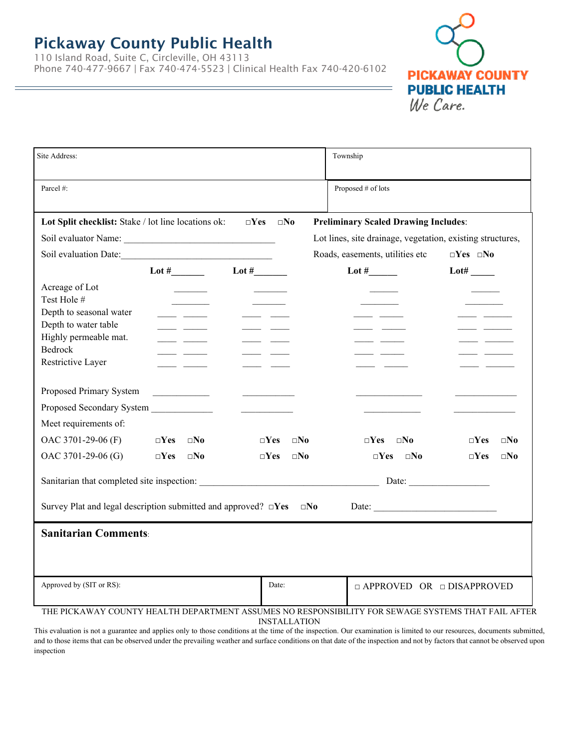# Pickaway County Public Health

110 Island Road, Suite C, Circleville, OH 43113
Phone 740-477-9667 | Fax 740-474-5523 | Clinical Health Fax 740-420-6102

PICKAWAY COUNTY PUBLIC HEALTH
*We Care.*

| | |
|---|---|
| Site Address: | Township |
| Parcel #: | Proposed # of lots |

**Lot Split checklist:** Stake / lot line locations ok: □**Yes** □**No**

Soil evaluator Name: ______________________________

Soil evaluation Date: ______________________________

**Preliminary Scaled Drawing Includes**:
Lot lines, site drainage, vegetation, existing structures, Roads, easements, utilities etc □**Yes** □**No**

| | **Lot #______** | **Lot #______** | **Lot #______** | **Lot# _____** |
|---|---|---|---|---|
| Acreage of Lot | _______ | _______ | _______ | _______ |
| Test Hole # | _______ | _______ | _______ | _______ |
| Depth to seasonal water | ____ ____ | ____ ____ | ____ ____ | ____ ____ |
| Depth to water table | ____ ____ | ____ ____ | ____ ____ | ____ ____ |
| Highly permeable mat. | ____ ____ | ____ ____ | ____ ____ | ____ ____ |
| Bedrock | ____ ____ | ____ ____ | ____ ____ | ____ ____ |
| Restrictive Layer | ____ ____ | ____ ____ | ____ ____ | ____ ____ |
| Proposed Primary System | ___________ | ___________ | ___________ | ___________ |
| Proposed Secondary System | ___________ | ___________ | ___________ | ___________ |
| Meet requirements of: | | | | |
| OAC 3701-29-06 (F) | □**Yes** □**No** | □**Yes** □**No** | □**Yes** □**No** | □**Yes** □**No** |
| OAC 3701-29-06 (G) | □**Yes** □**No** | □**Yes** □**No** | □**Yes** □**No** | □**Yes** □**No** |

Sanitarian that completed site inspection: ________________________________ Date: _______________

Survey Plat and legal description submitted and approved? □**Yes** □**No** Date: ________________________

## Sanitarian Comments:

| | | |
|---|---|---|
| Approved by (SIT or RS): | Date: | □ APPROVED OR □ DISAPPROVED |

THE PICKAWAY COUNTY HEALTH DEPARTMENT ASSUMES NO RESPONSIBILITY FOR SEWAGE SYSTEMS THAT FAIL AFTER INSTALLATION

This evaluation is not a guarantee and applies only to those conditions at the time of the inspection. Our examination is limited to our resources, documents submitted, and to those items that can be observed under the prevailing weather and surface conditions on that date of the inspection and not by factors that cannot be observed upon inspection